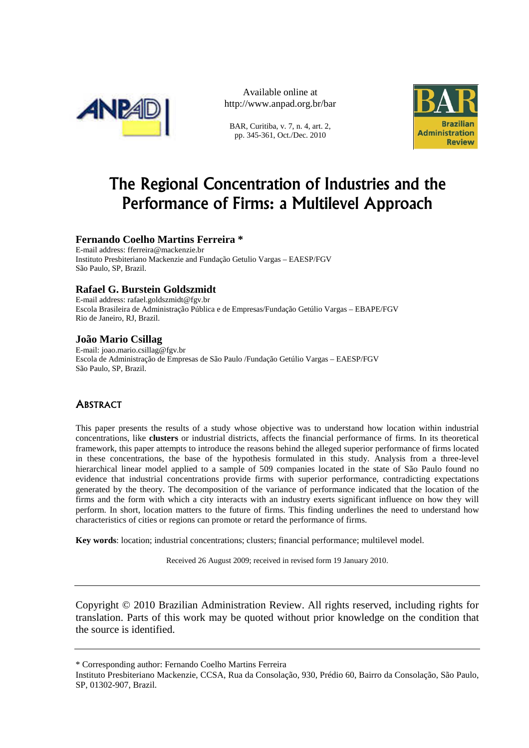Available online at
http://www.anpad.org.br/bar

BAR, Curitiba, v. 7, n. 4, art. 2,
pp. 345-361, Oct./Dec. 2010

# The Regional Concentration of Industries and the Performance of Firms: a Multilevel Approach

**Fernando Coelho Martins Ferreira ***
E-mail address: fferreira@mackenzie.br
Instituto Presbiteriano Mackenzie and Fundação Getulio Vargas – EAESP/FGV
São Paulo, SP, Brazil.

**Rafael G. Burstein Goldszmidt**
E-mail address: rafael.goldszmidt@fgv.br
Escola Brasileira de Administração Pública e de Empresas/Fundação Getúlio Vargas – EBAPE/FGV
Rio de Janeiro, RJ, Brazil.

**João Mario Csillag**
E-mail: joao.mario.csillag@fgv.br
Escola de Administração de Empresas de São Paulo /Fundação Getúlio Vargas – EAESP/FGV
São Paulo, SP, Brazil.

## Abstract

This paper presents the results of a study whose objective was to understand how location within industrial concentrations, like **clusters** or industrial districts, affects the financial performance of firms. In its theoretical framework, this paper attempts to introduce the reasons behind the alleged superior performance of firms located in these concentrations, the base of the hypothesis formulated in this study. Analysis from a three-level hierarchical linear model applied to a sample of 509 companies located in the state of São Paulo found no evidence that industrial concentrations provide firms with superior performance, contradicting expectations generated by the theory. The decomposition of the variance of performance indicated that the location of the firms and the form with which a city interacts with an industry exerts significant influence on how they will perform. In short, location matters to the future of firms. This finding underlines the need to understand how characteristics of cities or regions can promote or retard the performance of firms.

**Key words**: location; industrial concentrations; clusters; financial performance; multilevel model.

Received 26 August 2009; received in revised form 19 January 2010.

---

Copyright © 2010 Brazilian Administration Review. All rights reserved, including rights for translation. Parts of this work may be quoted without prior knowledge on the condition that the source is identified.

---

\* Corresponding author: Fernando Coelho Martins Ferreira
Instituto Presbiteriano Mackenzie, CCSA, Rua da Consolação, 930, Prédio 60, Bairro da Consolação, São Paulo, SP, 01302-907, Brazil.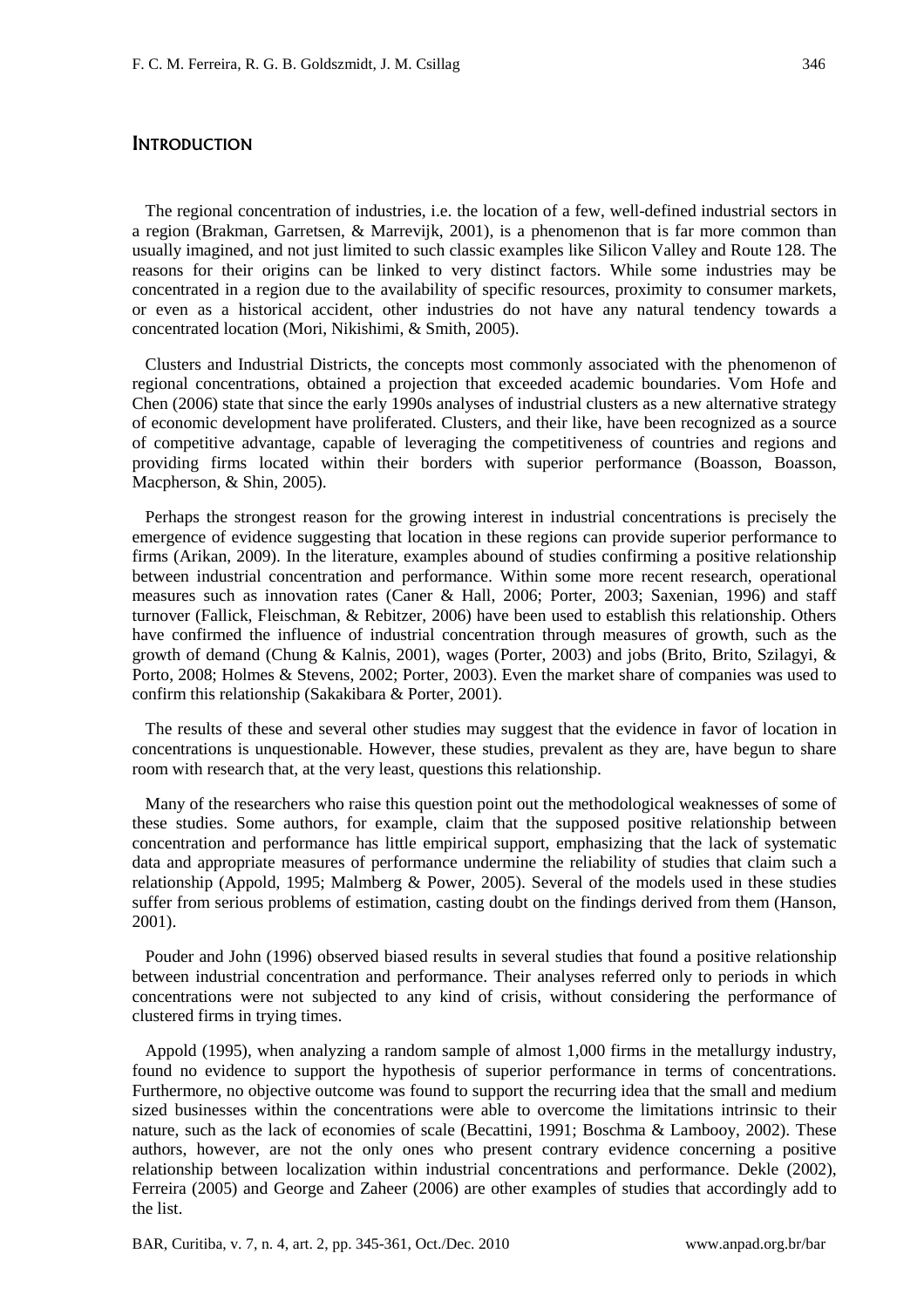## INTRODUCTION

The regional concentration of industries, i.e. the location of a few, well-defined industrial sectors in a region (Brakman, Garretsen, & Marrevijk, 2001), is a phenomenon that is far more common than usually imagined, and not just limited to such classic examples like Silicon Valley and Route 128. The reasons for their origins can be linked to very distinct factors. While some industries may be concentrated in a region due to the availability of specific resources, proximity to consumer markets, or even as a historical accident, other industries do not have any natural tendency towards a concentrated location (Mori, Nikishimi, & Smith, 2005).

Clusters and Industrial Districts, the concepts most commonly associated with the phenomenon of regional concentrations, obtained a projection that exceeded academic boundaries. Vom Hofe and Chen (2006) state that since the early 1990s analyses of industrial clusters as a new alternative strategy of economic development have proliferated. Clusters, and their like, have been recognized as a source of competitive advantage, capable of leveraging the competitiveness of countries and regions and providing firms located within their borders with superior performance (Boasson, Boasson, Macpherson, & Shin, 2005).

Perhaps the strongest reason for the growing interest in industrial concentrations is precisely the emergence of evidence suggesting that location in these regions can provide superior performance to firms (Arikan, 2009). In the literature, examples abound of studies confirming a positive relationship between industrial concentration and performance. Within some more recent research, operational measures such as innovation rates (Caner & Hall, 2006; Porter, 2003; Saxenian, 1996) and staff turnover (Fallick, Fleischman, & Rebitzer, 2006) have been used to establish this relationship. Others have confirmed the influence of industrial concentration through measures of growth, such as the growth of demand (Chung & Kalnis, 2001), wages (Porter, 2003) and jobs (Brito, Brito, Szilagyi, & Porto, 2008; Holmes & Stevens, 2002; Porter, 2003). Even the market share of companies was used to confirm this relationship (Sakakibara & Porter, 2001).

The results of these and several other studies may suggest that the evidence in favor of location in concentrations is unquestionable. However, these studies, prevalent as they are, have begun to share room with research that, at the very least, questions this relationship.

Many of the researchers who raise this question point out the methodological weaknesses of some of these studies. Some authors, for example, claim that the supposed positive relationship between concentration and performance has little empirical support, emphasizing that the lack of systematic data and appropriate measures of performance undermine the reliability of studies that claim such a relationship (Appold, 1995; Malmberg & Power, 2005). Several of the models used in these studies suffer from serious problems of estimation, casting doubt on the findings derived from them (Hanson, 2001).

Pouder and John (1996) observed biased results in several studies that found a positive relationship between industrial concentration and performance. Their analyses referred only to periods in which concentrations were not subjected to any kind of crisis, without considering the performance of clustered firms in trying times.

Appold (1995), when analyzing a random sample of almost 1,000 firms in the metallurgy industry, found no evidence to support the hypothesis of superior performance in terms of concentrations. Furthermore, no objective outcome was found to support the recurring idea that the small and medium sized businesses within the concentrations were able to overcome the limitations intrinsic to their nature, such as the lack of economies of scale (Becattini, 1991; Boschma & Lambooy, 2002). These authors, however, are not the only ones who present contrary evidence concerning a positive relationship between localization within industrial concentrations and performance. Dekle (2002), Ferreira (2005) and George and Zaheer (2006) are other examples of studies that accordingly add to the list.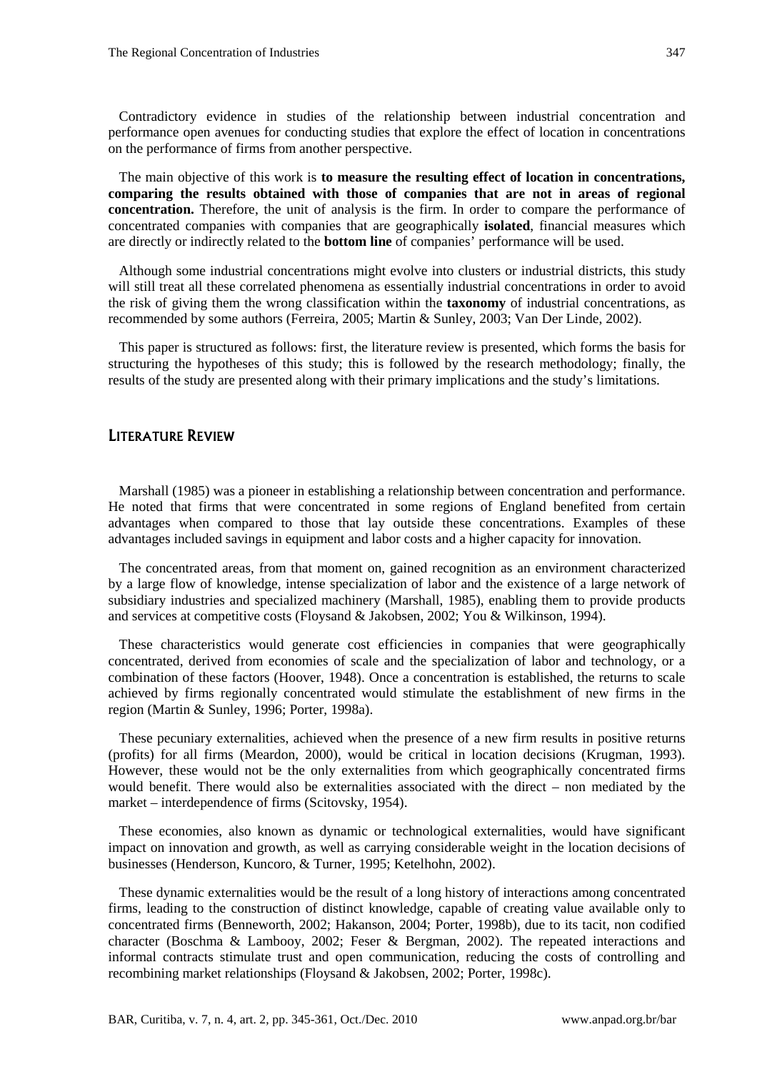Contradictory evidence in studies of the relationship between industrial concentration and performance open avenues for conducting studies that explore the effect of location in concentrations on the performance of firms from another perspective.

The main objective of this work is **to measure the resulting effect of location in concentrations, comparing the results obtained with those of companies that are not in areas of regional concentration.** Therefore, the unit of analysis is the firm. In order to compare the performance of concentrated companies with companies that are geographically **isolated**, financial measures which are directly or indirectly related to the **bottom line** of companies' performance will be used.

Although some industrial concentrations might evolve into clusters or industrial districts, this study will still treat all these correlated phenomena as essentially industrial concentrations in order to avoid the risk of giving them the wrong classification within the **taxonomy** of industrial concentrations, as recommended by some authors (Ferreira, 2005; Martin & Sunley, 2003; Van Der Linde, 2002).

This paper is structured as follows: first, the literature review is presented, which forms the basis for structuring the hypotheses of this study; this is followed by the research methodology; finally, the results of the study are presented along with their primary implications and the study's limitations.

## Literature Review

Marshall (1985) was a pioneer in establishing a relationship between concentration and performance. He noted that firms that were concentrated in some regions of England benefited from certain advantages when compared to those that lay outside these concentrations. Examples of these advantages included savings in equipment and labor costs and a higher capacity for innovation.

The concentrated areas, from that moment on, gained recognition as an environment characterized by a large flow of knowledge, intense specialization of labor and the existence of a large network of subsidiary industries and specialized machinery (Marshall, 1985), enabling them to provide products and services at competitive costs (Floysand & Jakobsen, 2002; You & Wilkinson, 1994).

These characteristics would generate cost efficiencies in companies that were geographically concentrated, derived from economies of scale and the specialization of labor and technology, or a combination of these factors (Hoover, 1948). Once a concentration is established, the returns to scale achieved by firms regionally concentrated would stimulate the establishment of new firms in the region (Martin & Sunley, 1996; Porter, 1998a).

These pecuniary externalities, achieved when the presence of a new firm results in positive returns (profits) for all firms (Meardon, 2000), would be critical in location decisions (Krugman, 1993). However, these would not be the only externalities from which geographically concentrated firms would benefit. There would also be externalities associated with the direct – non mediated by the market – interdependence of firms (Scitovsky, 1954).

These economies, also known as dynamic or technological externalities, would have significant impact on innovation and growth, as well as carrying considerable weight in the location decisions of businesses (Henderson, Kuncoro, & Turner, 1995; Ketelhohn, 2002).

These dynamic externalities would be the result of a long history of interactions among concentrated firms, leading to the construction of distinct knowledge, capable of creating value available only to concentrated firms (Benneworth, 2002; Hakanson, 2004; Porter, 1998b), due to its tacit, non codified character (Boschma & Lambooy, 2002; Feser & Bergman, 2002). The repeated interactions and informal contracts stimulate trust and open communication, reducing the costs of controlling and recombining market relationships (Floysand & Jakobsen, 2002; Porter, 1998c).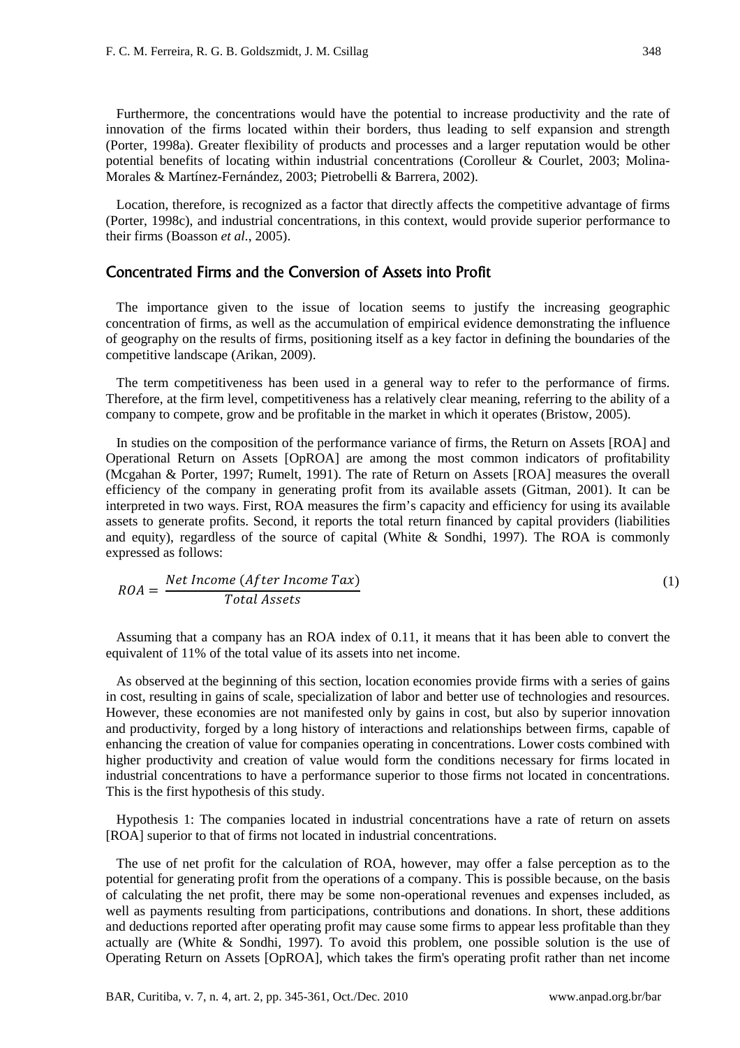Furthermore, the concentrations would have the potential to increase productivity and the rate of innovation of the firms located within their borders, thus leading to self expansion and strength (Porter, 1998a). Greater flexibility of products and processes and a larger reputation would be other potential benefits of locating within industrial concentrations (Corolleur & Courlet, 2003; Molina-Morales & Martínez-Fernández, 2003; Pietrobelli & Barrera, 2002).

Location, therefore, is recognized as a factor that directly affects the competitive advantage of firms (Porter, 1998c), and industrial concentrations, in this context, would provide superior performance to their firms (Boasson *et al*., 2005).

## Concentrated Firms and the Conversion of Assets into Profit

The importance given to the issue of location seems to justify the increasing geographic concentration of firms, as well as the accumulation of empirical evidence demonstrating the influence of geography on the results of firms, positioning itself as a key factor in defining the boundaries of the competitive landscape (Arikan, 2009).

The term competitiveness has been used in a general way to refer to the performance of firms. Therefore, at the firm level, competitiveness has a relatively clear meaning, referring to the ability of a company to compete, grow and be profitable in the market in which it operates (Bristow, 2005).

In studies on the composition of the performance variance of firms, the Return on Assets [ROA] and Operational Return on Assets [OpROA] are among the most common indicators of profitability (Mcgahan & Porter, 1997; Rumelt, 1991). The rate of Return on Assets [ROA] measures the overall efficiency of the company in generating profit from its available assets (Gitman, 2001). It can be interpreted in two ways. First, ROA measures the firm's capacity and efficiency for using its available assets to generate profits. Second, it reports the total return financed by capital providers (liabilities and equity), regardless of the source of capital (White & Sondhi, 1997). The ROA is commonly expressed as follows:

$$ROA = \frac{Net\ Income\ (After\ Income\ Tax)}{Total\ Assets} \tag{1}$$

Assuming that a company has an ROA index of 0.11, it means that it has been able to convert the equivalent of 11% of the total value of its assets into net income.

As observed at the beginning of this section, location economies provide firms with a series of gains in cost, resulting in gains of scale, specialization of labor and better use of technologies and resources. However, these economies are not manifested only by gains in cost, but also by superior innovation and productivity, forged by a long history of interactions and relationships between firms, capable of enhancing the creation of value for companies operating in concentrations. Lower costs combined with higher productivity and creation of value would form the conditions necessary for firms located in industrial concentrations to have a performance superior to those firms not located in concentrations. This is the first hypothesis of this study.

Hypothesis 1: The companies located in industrial concentrations have a rate of return on assets [ROA] superior to that of firms not located in industrial concentrations.

The use of net profit for the calculation of ROA, however, may offer a false perception as to the potential for generating profit from the operations of a company. This is possible because, on the basis of calculating the net profit, there may be some non-operational revenues and expenses included, as well as payments resulting from participations, contributions and donations. In short, these additions and deductions reported after operating profit may cause some firms to appear less profitable than they actually are (White & Sondhi, 1997). To avoid this problem, one possible solution is the use of Operating Return on Assets [OpROA], which takes the firm's operating profit rather than net income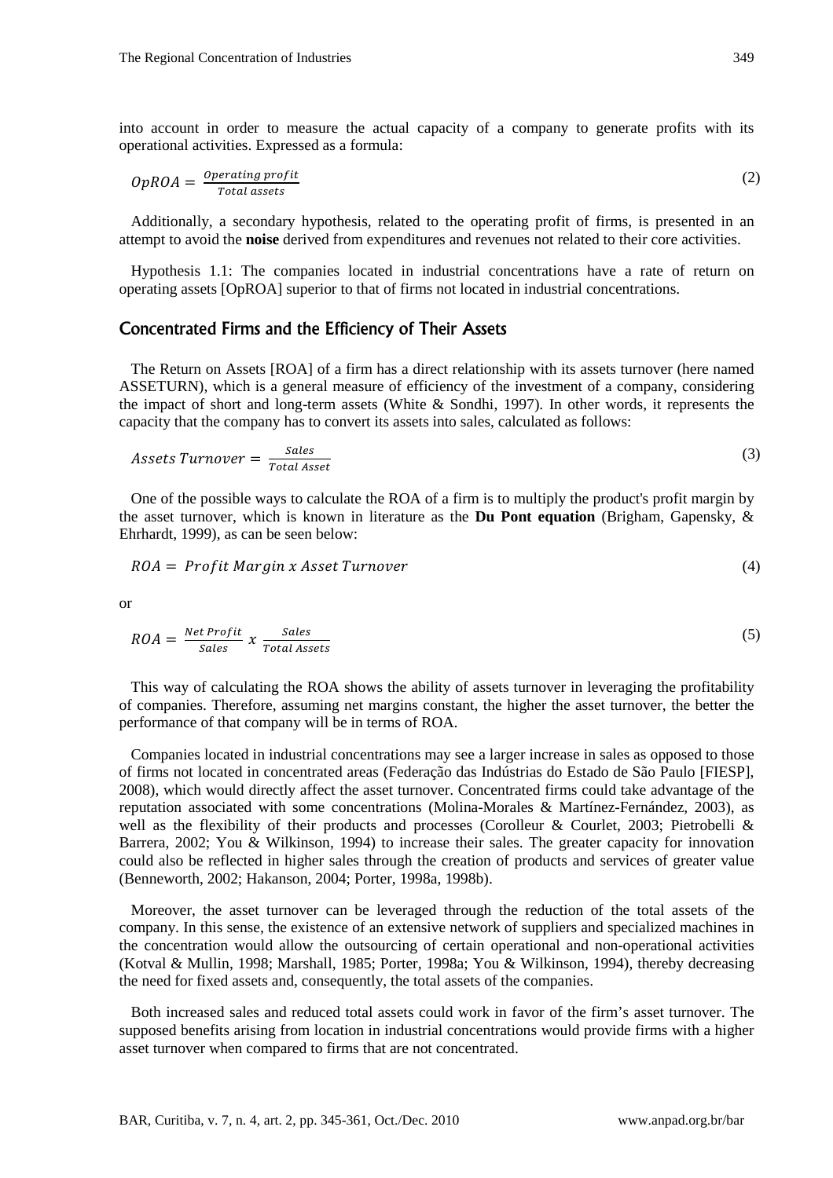into account in order to measure the actual capacity of a company to generate profits with its operational activities. Expressed as a formula:

$$OpROA = \frac{Operating\ profit}{Total\ assets} \quad (2)$$

Additionally, a secondary hypothesis, related to the operating profit of firms, is presented in an attempt to avoid the **noise** derived from expenditures and revenues not related to their core activities.

Hypothesis 1.1: The companies located in industrial concentrations have a rate of return on operating assets [OpROA] superior to that of firms not located in industrial concentrations.

## Concentrated Firms and the Efficiency of Their Assets

The Return on Assets [ROA] of a firm has a direct relationship with its assets turnover (here named ASSETURN), which is a general measure of efficiency of the investment of a company, considering the impact of short and long-term assets (White & Sondhi, 1997). In other words, it represents the capacity that the company has to convert its assets into sales, calculated as follows:

$$Assets\ Turnover = \frac{Sales}{Total\ Asset} \quad (3)$$

One of the possible ways to calculate the ROA of a firm is to multiply the product's profit margin by the asset turnover, which is known in literature as the **Du Pont equation** (Brigham, Gapensky, & Ehrhardt, 1999), as can be seen below:

$$ROA = Profit\ Margin\ x\ Asset\ Turnover \quad (4)$$

or

$$ROA = \frac{Net\ Profit}{Sales}\ x\ \frac{Sales}{Total\ Assets} \quad (5)$$

This way of calculating the ROA shows the ability of assets turnover in leveraging the profitability of companies. Therefore, assuming net margins constant, the higher the asset turnover, the better the performance of that company will be in terms of ROA.

Companies located in industrial concentrations may see a larger increase in sales as opposed to those of firms not located in concentrated areas (Federação das Indústrias do Estado de São Paulo [FIESP], 2008), which would directly affect the asset turnover. Concentrated firms could take advantage of the reputation associated with some concentrations (Molina-Morales & Martínez-Fernández, 2003), as well as the flexibility of their products and processes (Corolleur & Courlet, 2003; Pietrobelli & Barrera, 2002; You & Wilkinson, 1994) to increase their sales. The greater capacity for innovation could also be reflected in higher sales through the creation of products and services of greater value (Benneworth, 2002; Hakanson, 2004; Porter, 1998a, 1998b).

Moreover, the asset turnover can be leveraged through the reduction of the total assets of the company. In this sense, the existence of an extensive network of suppliers and specialized machines in the concentration would allow the outsourcing of certain operational and non-operational activities (Kotval & Mullin, 1998; Marshall, 1985; Porter, 1998a; You & Wilkinson, 1994), thereby decreasing the need for fixed assets and, consequently, the total assets of the companies.

Both increased sales and reduced total assets could work in favor of the firm's asset turnover. The supposed benefits arising from location in industrial concentrations would provide firms with a higher asset turnover when compared to firms that are not concentrated.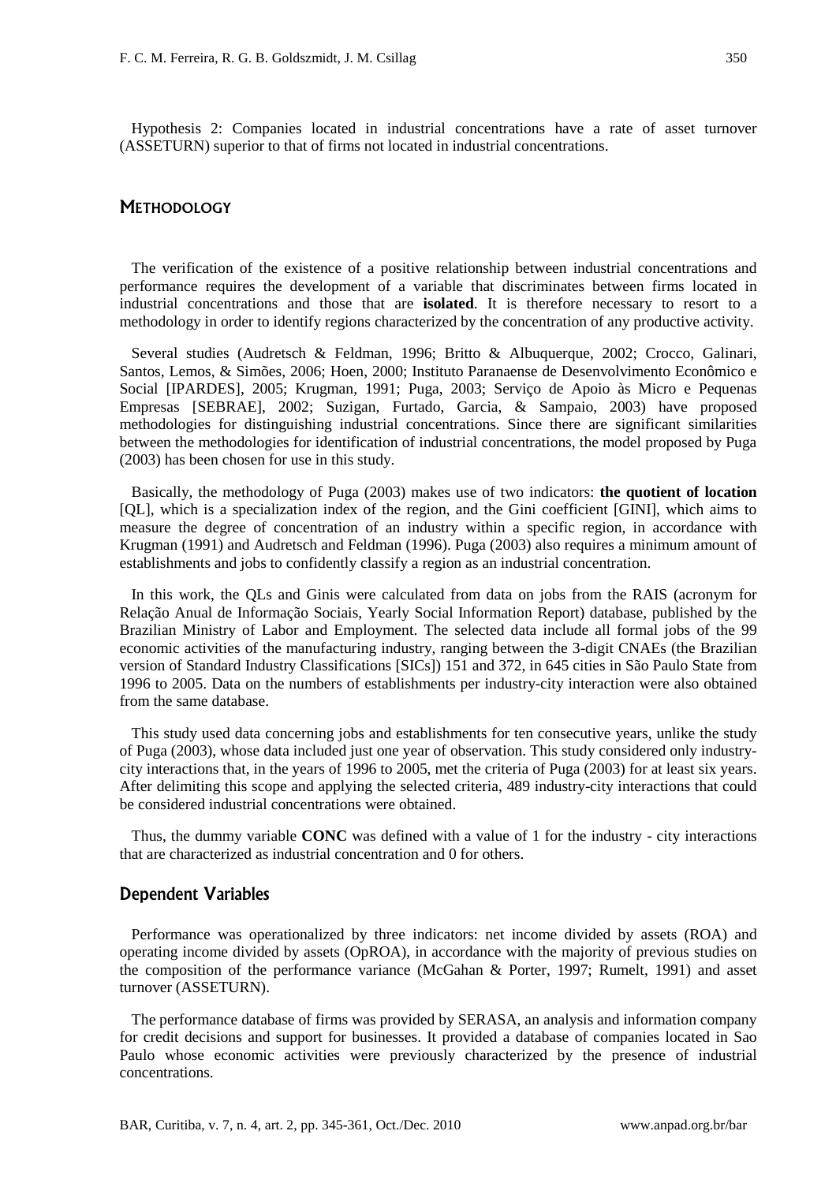Hypothesis 2: Companies located in industrial concentrations have a rate of asset turnover (ASSETURN) superior to that of firms not located in industrial concentrations.

## Methodology

The verification of the existence of a positive relationship between industrial concentrations and performance requires the development of a variable that discriminates between firms located in industrial concentrations and those that are **isolated**. It is therefore necessary to resort to a methodology in order to identify regions characterized by the concentration of any productive activity.

Several studies (Audretsch & Feldman, 1996; Britto & Albuquerque, 2002; Crocco, Galinari, Santos, Lemos, & Simões, 2006; Hoen, 2000; Instituto Paranaense de Desenvolvimento Econômico e Social [IPARDES], 2005; Krugman, 1991; Puga, 2003; Serviço de Apoio às Micro e Pequenas Empresas [SEBRAE], 2002; Suzigan, Furtado, Garcia, & Sampaio, 2003) have proposed methodologies for distinguishing industrial concentrations. Since there are significant similarities between the methodologies for identification of industrial concentrations, the model proposed by Puga (2003) has been chosen for use in this study.

Basically, the methodology of Puga (2003) makes use of two indicators: **the quotient of location** [QL], which is a specialization index of the region, and the Gini coefficient [GINI], which aims to measure the degree of concentration of an industry within a specific region, in accordance with Krugman (1991) and Audretsch and Feldman (1996). Puga (2003) also requires a minimum amount of establishments and jobs to confidently classify a region as an industrial concentration.

In this work, the QLs and Ginis were calculated from data on jobs from the RAIS (acronym for Relação Anual de Informação Sociais, Yearly Social Information Report) database, published by the Brazilian Ministry of Labor and Employment. The selected data include all formal jobs of the 99 economic activities of the manufacturing industry, ranging between the 3-digit CNAEs (the Brazilian version of Standard Industry Classifications [SICs]) 151 and 372, in 645 cities in São Paulo State from 1996 to 2005. Data on the numbers of establishments per industry-city interaction were also obtained from the same database.

This study used data concerning jobs and establishments for ten consecutive years, unlike the study of Puga (2003), whose data included just one year of observation. This study considered only industry-city interactions that, in the years of 1996 to 2005, met the criteria of Puga (2003) for at least six years. After delimiting this scope and applying the selected criteria, 489 industry-city interactions that could be considered industrial concentrations were obtained.

Thus, the dummy variable **CONC** was defined with a value of 1 for the industry - city interactions that are characterized as industrial concentration and 0 for others.

### Dependent Variables

Performance was operationalized by three indicators: net income divided by assets (ROA) and operating income divided by assets (OpROA), in accordance with the majority of previous studies on the composition of the performance variance (McGahan & Porter, 1997; Rumelt, 1991) and asset turnover (ASSETURN).

The performance database of firms was provided by SERASA, an analysis and information company for credit decisions and support for businesses. It provided a database of companies located in Sao Paulo whose economic activities were previously characterized by the presence of industrial concentrations.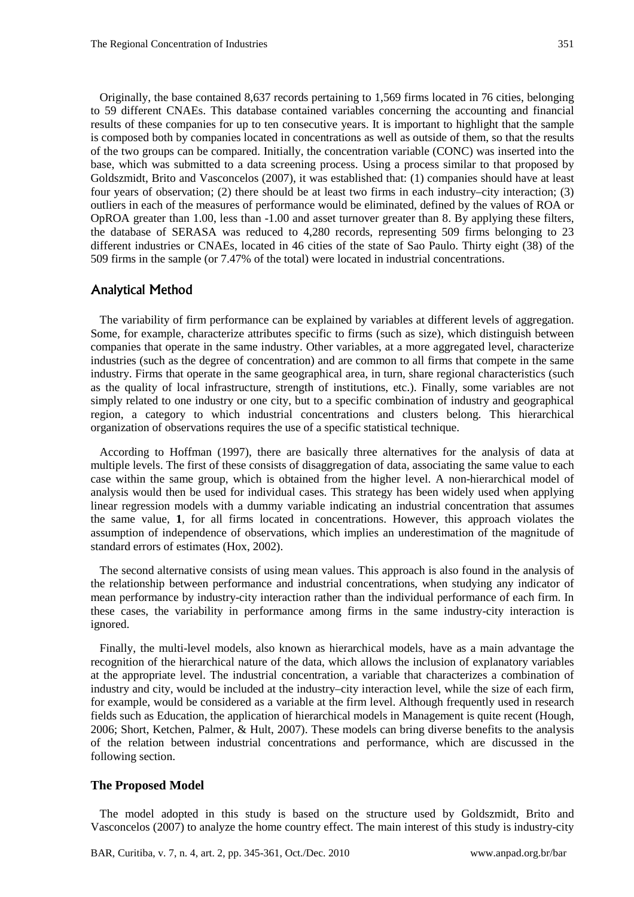Originally, the base contained 8,637 records pertaining to 1,569 firms located in 76 cities, belonging to 59 different CNAEs. This database contained variables concerning the accounting and financial results of these companies for up to ten consecutive years. It is important to highlight that the sample is composed both by companies located in concentrations as well as outside of them, so that the results of the two groups can be compared. Initially, the concentration variable (CONC) was inserted into the base, which was submitted to a data screening process. Using a process similar to that proposed by Goldszmidt, Brito and Vasconcelos (2007), it was established that: (1) companies should have at least four years of observation; (2) there should be at least two firms in each industry–city interaction; (3) outliers in each of the measures of performance would be eliminated, defined by the values of ROA or OpROA greater than 1.00, less than -1.00 and asset turnover greater than 8. By applying these filters, the database of SERASA was reduced to 4,280 records, representing 509 firms belonging to 23 different industries or CNAEs, located in 46 cities of the state of Sao Paulo. Thirty eight (38) of the 509 firms in the sample (or 7.47% of the total) were located in industrial concentrations.

## Analytical Method

The variability of firm performance can be explained by variables at different levels of aggregation. Some, for example, characterize attributes specific to firms (such as size), which distinguish between companies that operate in the same industry. Other variables, at a more aggregated level, characterize industries (such as the degree of concentration) and are common to all firms that compete in the same industry. Firms that operate in the same geographical area, in turn, share regional characteristics (such as the quality of local infrastructure, strength of institutions, etc.). Finally, some variables are not simply related to one industry or one city, but to a specific combination of industry and geographical region, a category to which industrial concentrations and clusters belong. This hierarchical organization of observations requires the use of a specific statistical technique.

According to Hoffman (1997), there are basically three alternatives for the analysis of data at multiple levels. The first of these consists of disaggregation of data, associating the same value to each case within the same group, which is obtained from the higher level. A non-hierarchical model of analysis would then be used for individual cases. This strategy has been widely used when applying linear regression models with a dummy variable indicating an industrial concentration that assumes the same value, **1**, for all firms located in concentrations. However, this approach violates the assumption of independence of observations, which implies an underestimation of the magnitude of standard errors of estimates (Hox, 2002).

The second alternative consists of using mean values. This approach is also found in the analysis of the relationship between performance and industrial concentrations, when studying any indicator of mean performance by industry-city interaction rather than the individual performance of each firm. In these cases, the variability in performance among firms in the same industry-city interaction is ignored.

Finally, the multi-level models, also known as hierarchical models, have as a main advantage the recognition of the hierarchical nature of the data, which allows the inclusion of explanatory variables at the appropriate level. The industrial concentration, a variable that characterizes a combination of industry and city, would be included at the industry–city interaction level, while the size of each firm, for example, would be considered as a variable at the firm level. Although frequently used in research fields such as Education, the application of hierarchical models in Management is quite recent (Hough, 2006; Short, Ketchen, Palmer, & Hult, 2007). These models can bring diverse benefits to the analysis of the relation between industrial concentrations and performance, which are discussed in the following section.

### The Proposed Model

The model adopted in this study is based on the structure used by Goldszmidt, Brito and Vasconcelos (2007) to analyze the home country effect. The main interest of this study is industry-city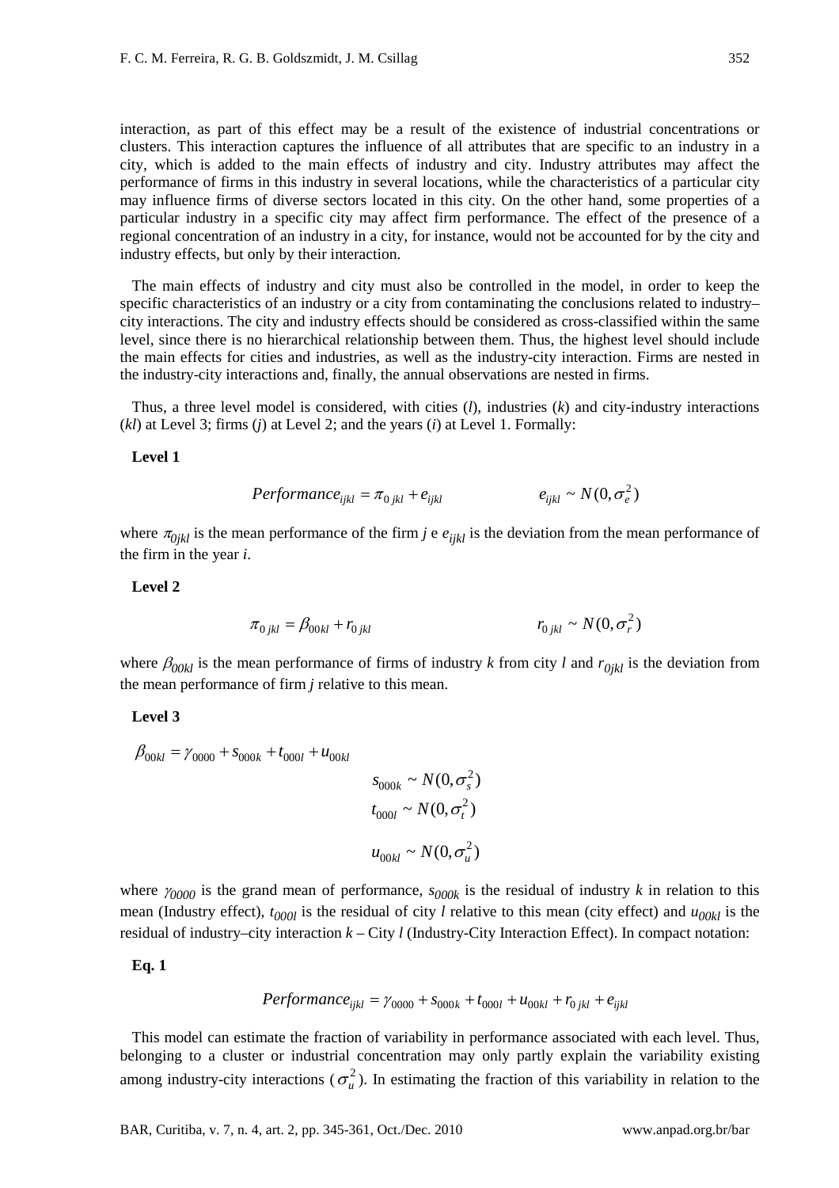interaction, as part of this effect may be a result of the existence of industrial concentrations or clusters. This interaction captures the influence of all attributes that are specific to an industry in a city, which is added to the main effects of industry and city. Industry attributes may affect the performance of firms in this industry in several locations, while the characteristics of a particular city may influence firms of diverse sectors located in this city. On the other hand, some properties of a particular industry in a specific city may affect firm performance. The effect of the presence of a regional concentration of an industry in a city, for instance, would not be accounted for by the city and industry effects, but only by their interaction.

The main effects of industry and city must also be controlled in the model, in order to keep the specific characteristics of an industry or a city from contaminating the conclusions related to industry–city interactions. The city and industry effects should be considered as cross-classified within the same level, since there is no hierarchical relationship between them. Thus, the highest level should include the main effects for cities and industries, as well as the industry-city interaction. Firms are nested in the industry-city interactions and, finally, the annual observations are nested in firms.

Thus, a three level model is considered, with cities (*l*), industries (*k*) and city-industry interactions (*kl*) at Level 3; firms (*j*) at Level 2; and the years (*i*) at Level 1. Formally:

**Level 1**

$$Performance_{ijkl} = \pi_{0jkl} + e_{ijkl} \qquad e_{ijkl} \sim N(0, \sigma_e^2)$$

where $\pi_{0jkl}$ is the mean performance of the firm *j* e $e_{ijkl}$ is the deviation from the mean performance of the firm in the year *i*.

**Level 2**

$$\pi_{0jkl} = \beta_{00kl} + r_{0jkl} \qquad r_{0jkl} \sim N(0, \sigma_r^2)$$

where $\beta_{00kl}$ is the mean performance of firms of industry *k* from city *l* and $r_{0jkl}$ is the deviation from the mean performance of firm *j* relative to this mean.

**Level 3**

$$\beta_{00kl} = \gamma_{0000} + s_{000k} + t_{000l} + u_{00kl}$$

$$s_{000k} \sim N(0, \sigma_s^2)$$
$$t_{000l} \sim N(0, \sigma_t^2)$$
$$u_{00kl} \sim N(0, \sigma_u^2)$$

where $\gamma_{0000}$ is the grand mean of performance, $s_{000k}$ is the residual of industry *k* in relation to this mean (Industry effect), $t_{000l}$ is the residual of city *l* relative to this mean (city effect) and $u_{00kl}$ is the residual of industry–city interaction *k* – City *l* (Industry-City Interaction Effect). In compact notation:

**Eq. 1**

$$Performance_{ijkl} = \gamma_{0000} + s_{000k} + t_{000l} + u_{00kl} + r_{0jkl} + e_{ijkl}$$

This model can estimate the fraction of variability in performance associated with each level. Thus, belonging to a cluster or industrial concentration may only partly explain the variability existing among industry-city interactions ($\sigma_u^2$). In estimating the fraction of this variability in relation to the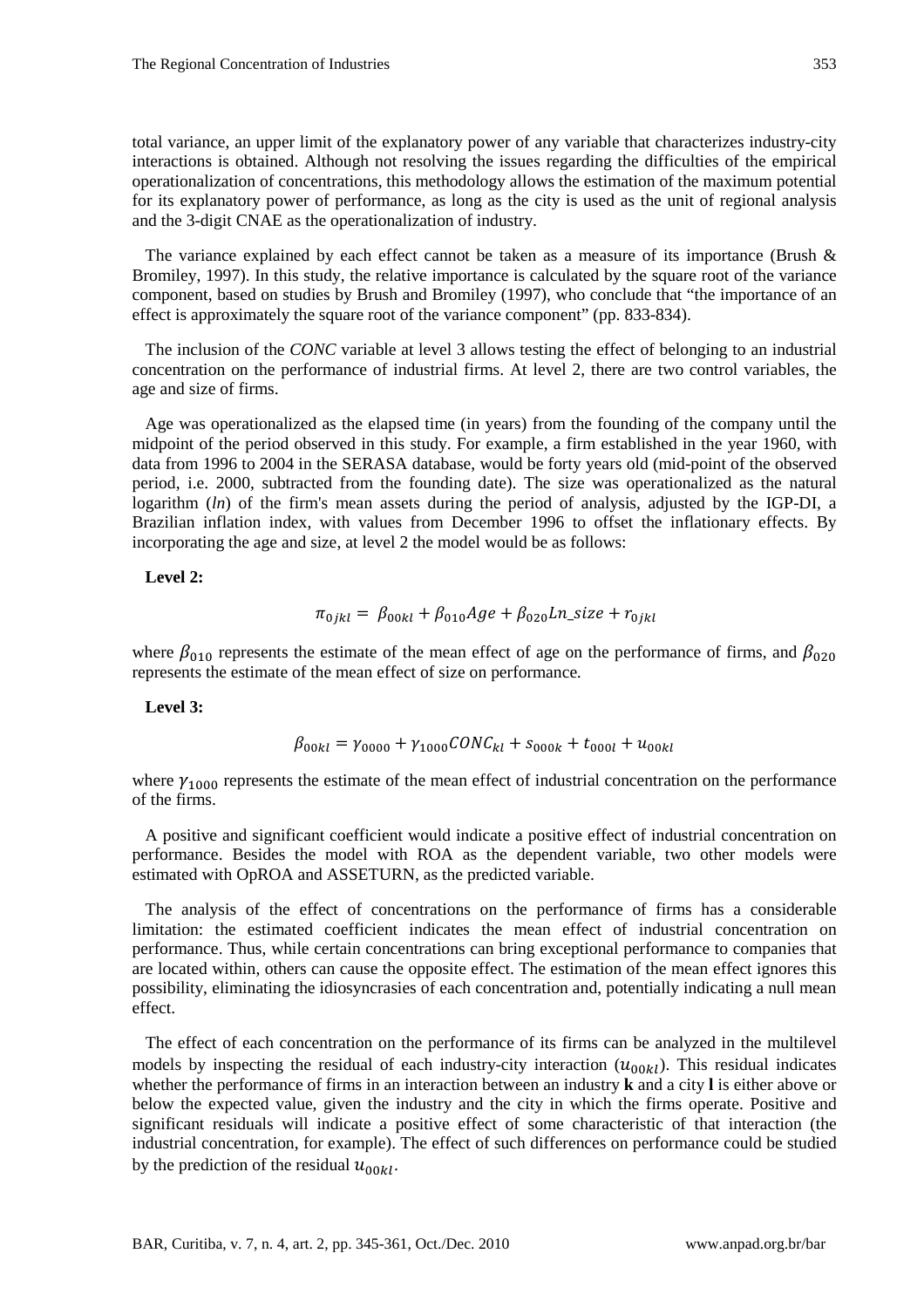total variance, an upper limit of the explanatory power of any variable that characterizes industry-city interactions is obtained. Although not resolving the issues regarding the difficulties of the empirical operationalization of concentrations, this methodology allows the estimation of the maximum potential for its explanatory power of performance, as long as the city is used as the unit of regional analysis and the 3-digit CNAE as the operationalization of industry.

The variance explained by each effect cannot be taken as a measure of its importance (Brush & Bromiley, 1997). In this study, the relative importance is calculated by the square root of the variance component, based on studies by Brush and Bromiley (1997), who conclude that "the importance of an effect is approximately the square root of the variance component" (pp. 833-834).

The inclusion of the *CONC* variable at level 3 allows testing the effect of belonging to an industrial concentration on the performance of industrial firms. At level 2, there are two control variables, the age and size of firms.

Age was operationalized as the elapsed time (in years) from the founding of the company until the midpoint of the period observed in this study. For example, a firm established in the year 1960, with data from 1996 to 2004 in the SERASA database, would be forty years old (mid-point of the observed period, i.e. 2000, subtracted from the founding date). The size was operationalized as the natural logarithm (*ln*) of the firm's mean assets during the period of analysis, adjusted by the IGP-DI, a Brazilian inflation index, with values from December 1996 to offset the inflationary effects. By incorporating the age and size, at level 2 the model would be as follows:

**Level 2:**

$$\pi_{0jkl} = \beta_{00kl} + \beta_{010}Age + \beta_{020}Ln\_size + r_{0jkl}$$

where $\beta_{010}$ represents the estimate of the mean effect of age on the performance of firms, and $\beta_{020}$ represents the estimate of the mean effect of size on performance.

**Level 3:**

$$\beta_{00kl} = \gamma_{0000} + \gamma_{1000}CONC_{kl} + s_{000k} + t_{000l} + u_{00kl}$$

where $\gamma_{1000}$ represents the estimate of the mean effect of industrial concentration on the performance of the firms.

A positive and significant coefficient would indicate a positive effect of industrial concentration on performance. Besides the model with ROA as the dependent variable, two other models were estimated with OpROA and ASSETURN, as the predicted variable.

The analysis of the effect of concentrations on the performance of firms has a considerable limitation: the estimated coefficient indicates the mean effect of industrial concentration on performance. Thus, while certain concentrations can bring exceptional performance to companies that are located within, others can cause the opposite effect. The estimation of the mean effect ignores this possibility, eliminating the idiosyncrasies of each concentration and, potentially indicating a null mean effect.

The effect of each concentration on the performance of its firms can be analyzed in the multilevel models by inspecting the residual of each industry-city interaction ($u_{00kl}$). This residual indicates whether the performance of firms in an interaction between an industry **k** and a city **l** is either above or below the expected value, given the industry and the city in which the firms operate. Positive and significant residuals will indicate a positive effect of some characteristic of that interaction (the industrial concentration, for example). The effect of such differences on performance could be studied by the prediction of the residual $u_{00kl}$.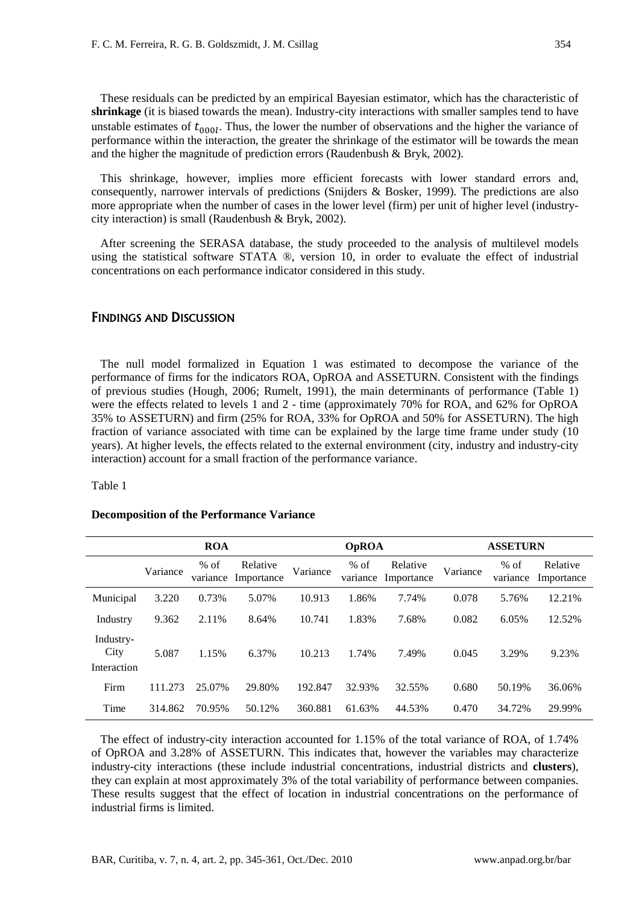These residuals can be predicted by an empirical Bayesian estimator, which has the characteristic of **shrinkage** (it is biased towards the mean). Industry-city interactions with smaller samples tend to have unstable estimates of $t_{000l}$. Thus, the lower the number of observations and the higher the variance of performance within the interaction, the greater the shrinkage of the estimator will be towards the mean and the higher the magnitude of prediction errors (Raudenbush & Bryk, 2002).

This shrinkage, however, implies more efficient forecasts with lower standard errors and, consequently, narrower intervals of predictions (Snijders & Bosker, 1999). The predictions are also more appropriate when the number of cases in the lower level (firm) per unit of higher level (industry-city interaction) is small (Raudenbush & Bryk, 2002).

After screening the SERASA database, the study proceeded to the analysis of multilevel models using the statistical software STATA ®, version 10, in order to evaluate the effect of industrial concentrations on each performance indicator considered in this study.

## Findings and Discussion

The null model formalized in Equation 1 was estimated to decompose the variance of the performance of firms for the indicators ROA, OpROA and ASSETURN. Consistent with the findings of previous studies (Hough, 2006; Rumelt, 1991), the main determinants of performance (Table 1) were the effects related to levels 1 and 2 - time (approximately 70% for ROA, and 62% for OpROA 35% to ASSETURN) and firm (25% for ROA, 33% for OpROA and 50% for ASSETURN). The high fraction of variance associated with time can be explained by the large time frame under study (10 years). At higher levels, the effects related to the external environment (city, industry and industry-city interaction) account for a small fraction of the performance variance.

Table 1

**Decomposition of the Performance Variance**

| | ROA | | | OpROA | | | ASSETURN | | |
|---|---|---|---|---|---|---|---|---|---|
| | Variance | % of variance | Relative Importance | Variance | % of variance | Relative Importance | Variance | % of variance | Relative Importance |
| Municipal | 3.220 | 0.73% | 5.07% | 10.913 | 1.86% | 7.74% | 0.078 | 5.76% | 12.21% |
| Industry | 9.362 | 2.11% | 8.64% | 10.741 | 1.83% | 7.68% | 0.082 | 6.05% | 12.52% |
| Industry-City Interaction | 5.087 | 1.15% | 6.37% | 10.213 | 1.74% | 7.49% | 0.045 | 3.29% | 9.23% |
| Firm | 111.273 | 25.07% | 29.80% | 192.847 | 32.93% | 32.55% | 0.680 | 50.19% | 36.06% |
| Time | 314.862 | 70.95% | 50.12% | 360.881 | 61.63% | 44.53% | 0.470 | 34.72% | 29.99% |

The effect of industry-city interaction accounted for 1.15% of the total variance of ROA, of 1.74% of OpROA and 3.28% of ASSETURN. This indicates that, however the variables may characterize industry-city interactions (these include industrial concentrations, industrial districts and **clusters**), they can explain at most approximately 3% of the total variability of performance between companies. These results suggest that the effect of location in industrial concentrations on the performance of industrial firms is limited.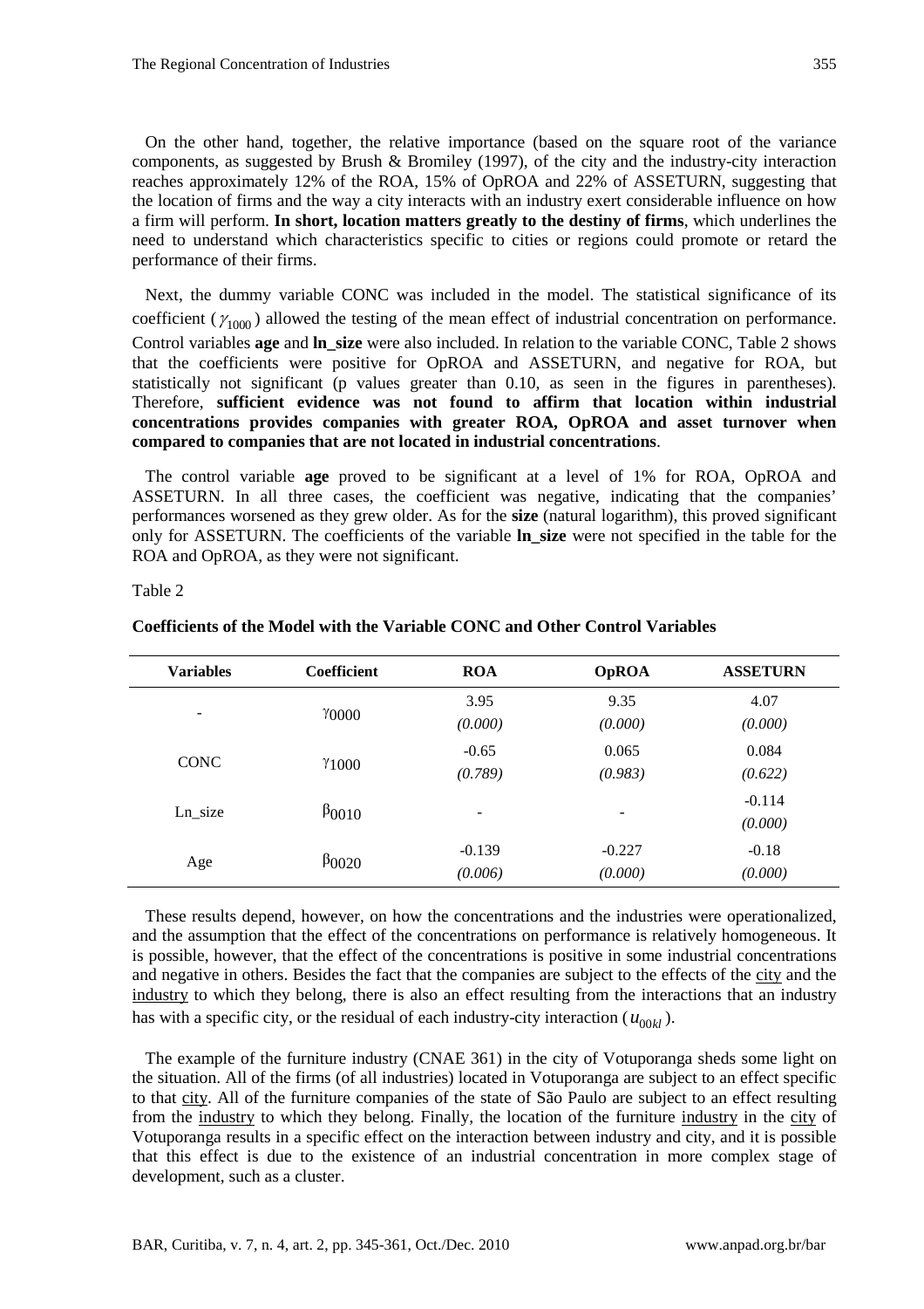On the other hand, together, the relative importance (based on the square root of the variance components, as suggested by Brush & Bromiley (1997), of the city and the industry-city interaction reaches approximately 12% of the ROA, 15% of OpROA and 22% of ASSETURN, suggesting that the location of firms and the way a city interacts with an industry exert considerable influence on how a firm will perform. **In short, location matters greatly to the destiny of firms**, which underlines the need to understand which characteristics specific to cities or regions could promote or retard the performance of their firms.

Next, the dummy variable CONC was included in the model. The statistical significance of its coefficient ($\gamma_{1000}$) allowed the testing of the mean effect of industrial concentration on performance. Control variables **age** and **ln_size** were also included. In relation to the variable CONC, Table 2 shows that the coefficients were positive for OpROA and ASSETURN, and negative for ROA, but statistically not significant (p values greater than 0.10, as seen in the figures in parentheses). Therefore, **sufficient evidence was not found to affirm that location within industrial concentrations provides companies with greater ROA, OpROA and asset turnover when compared to companies that are not located in industrial concentrations**.

The control variable **age** proved to be significant at a level of 1% for ROA, OpROA and ASSETURN. In all three cases, the coefficient was negative, indicating that the companies' performances worsened as they grew older. As for the **size** (natural logarithm), this proved significant only for ASSETURN. The coefficients of the variable **ln_size** were not specified in the table for the ROA and OpROA, as they were not significant.

Table 2

**Coefficients of the Model with the Variable CONC and Other Control Variables**

| Variables | Coefficient | ROA | OpROA | ASSETURN |
|---|---|---|---|---|
| - | $\gamma_{0000}$ | 3.95 *(0.000)* | 9.35 *(0.000)* | 4.07 *(0.000)* |
| CONC | $\gamma_{1000}$ | -0.65 *(0.789)* | 0.065 *(0.983)* | 0.084 *(0.622)* |
| Ln_size | $\beta_{0010}$ | - | - | -0.114 *(0.000)* |
| Age | $\beta_{0020}$ | -0.139 *(0.006)* | -0.227 *(0.000)* | -0.18 *(0.000)* |

These results depend, however, on how the concentrations and the industries were operationalized, and the assumption that the effect of the concentrations on performance is relatively homogeneous. It is possible, however, that the effect of the concentrations is positive in some industrial concentrations and negative in others. Besides the fact that the companies are subject to the effects of the city and the industry to which they belong, there is also an effect resulting from the interactions that an industry has with a specific city, or the residual of each industry-city interaction ($u_{00kl}$).

The example of the furniture industry (CNAE 361) in the city of Votuporanga sheds some light on the situation. All of the firms (of all industries) located in Votuporanga are subject to an effect specific to that city. All of the furniture companies of the state of São Paulo are subject to an effect resulting from the industry to which they belong. Finally, the location of the furniture industry in the city of Votuporanga results in a specific effect on the interaction between industry and city, and it is possible that this effect is due to the existence of an industrial concentration in more complex stage of development, such as a cluster.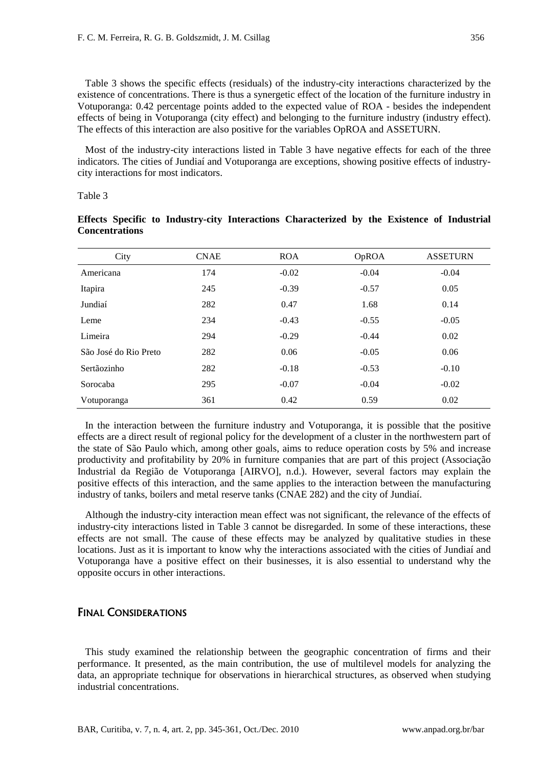Table 3 shows the specific effects (residuals) of the industry-city interactions characterized by the existence of concentrations. There is thus a synergetic effect of the location of the furniture industry in Votuporanga: 0.42 percentage points added to the expected value of ROA - besides the independent effects of being in Votuporanga (city effect) and belonging to the furniture industry (industry effect). The effects of this interaction are also positive for the variables OpROA and ASSETURN.

Most of the industry-city interactions listed in Table 3 have negative effects for each of the three indicators. The cities of Jundiaí and Votuporanga are exceptions, showing positive effects of industry-city interactions for most indicators.

Table 3

**Effects Specific to Industry-city Interactions Characterized by the Existence of Industrial Concentrations**

| City | CNAE | ROA | OpROA | ASSETURN |
|---|---|---|---|---|
| Americana | 174 | -0.02 | -0.04 | -0.04 |
| Itapira | 245 | -0.39 | -0.57 | 0.05 |
| Jundiaí | 282 | 0.47 | 1.68 | 0.14 |
| Leme | 234 | -0.43 | -0.55 | -0.05 |
| Limeira | 294 | -0.29 | -0.44 | 0.02 |
| São José do Rio Preto | 282 | 0.06 | -0.05 | 0.06 |
| Sertãozinho | 282 | -0.18 | -0.53 | -0.10 |
| Sorocaba | 295 | -0.07 | -0.04 | -0.02 |
| Votuporanga | 361 | 0.42 | 0.59 | 0.02 |

In the interaction between the furniture industry and Votuporanga, it is possible that the positive effects are a direct result of regional policy for the development of a cluster in the northwestern part of the state of São Paulo which, among other goals, aims to reduce operation costs by 5% and increase productivity and profitability by 20% in furniture companies that are part of this project (Associação Industrial da Região de Votuporanga [AIRVO], n.d.). However, several factors may explain the positive effects of this interaction, and the same applies to the interaction between the manufacturing industry of tanks, boilers and metal reserve tanks (CNAE 282) and the city of Jundiaí.

Although the industry-city interaction mean effect was not significant, the relevance of the effects of industry-city interactions listed in Table 3 cannot be disregarded. In some of these interactions, these effects are not small. The cause of these effects may be analyzed by qualitative studies in these locations. Just as it is important to know why the interactions associated with the cities of Jundiaí and Votuporanga have a positive effect on their businesses, it is also essential to understand why the opposite occurs in other interactions.

## Final Considerations

This study examined the relationship between the geographic concentration of firms and their performance. It presented, as the main contribution, the use of multilevel models for analyzing the data, an appropriate technique for observations in hierarchical structures, as observed when studying industrial concentrations.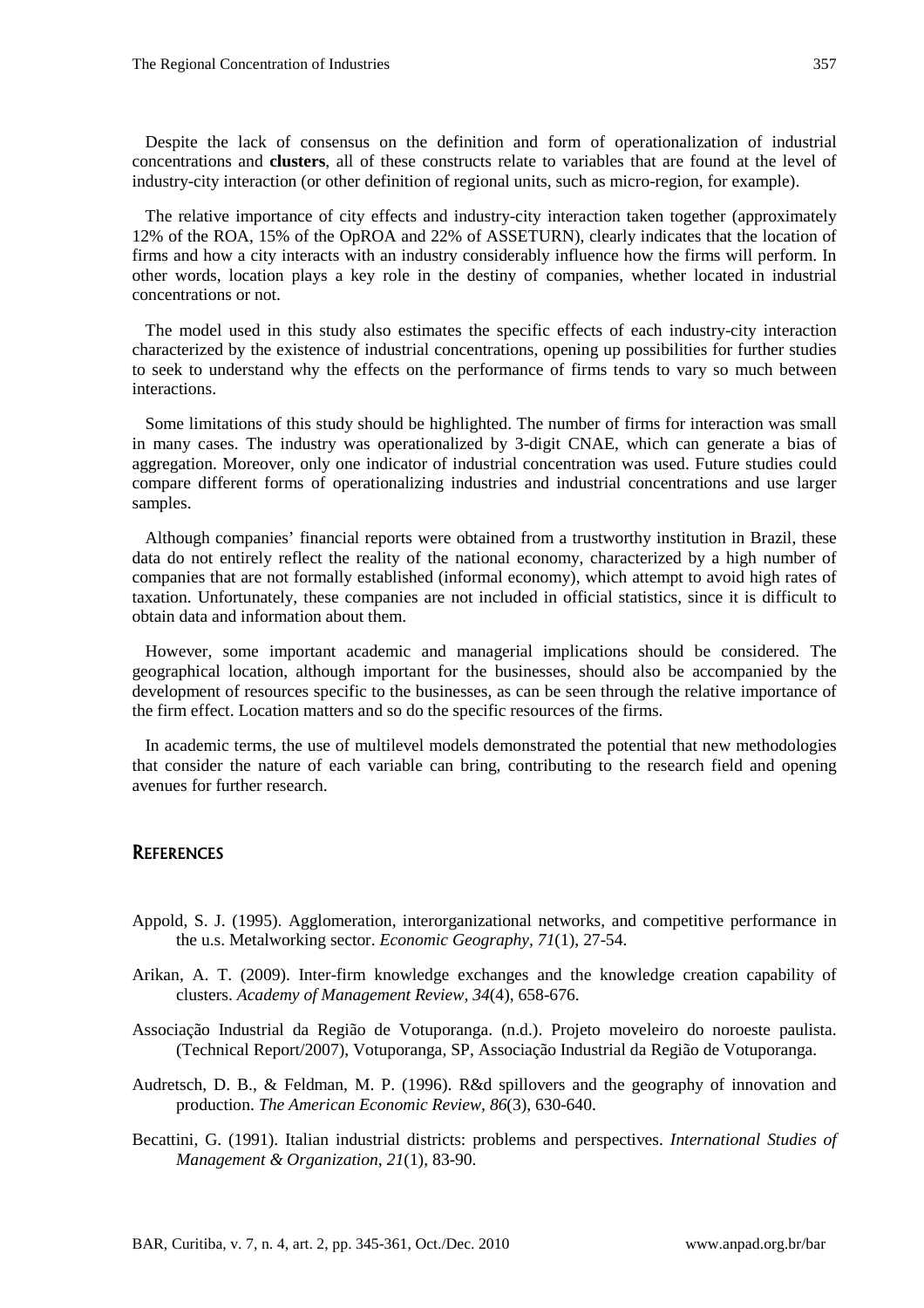Despite the lack of consensus on the definition and form of operationalization of industrial concentrations and **clusters**, all of these constructs relate to variables that are found at the level of industry-city interaction (or other definition of regional units, such as micro-region, for example).

The relative importance of city effects and industry-city interaction taken together (approximately 12% of the ROA, 15% of the OpROA and 22% of ASSETURN), clearly indicates that the location of firms and how a city interacts with an industry considerably influence how the firms will perform. In other words, location plays a key role in the destiny of companies, whether located in industrial concentrations or not.

The model used in this study also estimates the specific effects of each industry-city interaction characterized by the existence of industrial concentrations, opening up possibilities for further studies to seek to understand why the effects on the performance of firms tends to vary so much between interactions.

Some limitations of this study should be highlighted. The number of firms for interaction was small in many cases. The industry was operationalized by 3-digit CNAE, which can generate a bias of aggregation. Moreover, only one indicator of industrial concentration was used. Future studies could compare different forms of operationalizing industries and industrial concentrations and use larger samples.

Although companies' financial reports were obtained from a trustworthy institution in Brazil, these data do not entirely reflect the reality of the national economy, characterized by a high number of companies that are not formally established (informal economy), which attempt to avoid high rates of taxation. Unfortunately, these companies are not included in official statistics, since it is difficult to obtain data and information about them.

However, some important academic and managerial implications should be considered. The geographical location, although important for the businesses, should also be accompanied by the development of resources specific to the businesses, as can be seen through the relative importance of the firm effect. Location matters and so do the specific resources of the firms.

In academic terms, the use of multilevel models demonstrated the potential that new methodologies that consider the nature of each variable can bring, contributing to the research field and opening avenues for further research.

## References

Appold, S. J. (1995). Agglomeration, interorganizational networks, and competitive performance in the u.s. Metalworking sector. *Economic Geography*, *71*(1), 27-54.

Arikan, A. T. (2009). Inter-firm knowledge exchanges and the knowledge creation capability of clusters. *Academy of Management Review*, *34*(4), 658-676.

Associação Industrial da Região de Votuporanga. (n.d.). Projeto moveleiro do noroeste paulista. (Technical Report/2007), Votuporanga, SP, Associação Industrial da Região de Votuporanga.

Audretsch, D. B., & Feldman, M. P. (1996). R&d spillovers and the geography of innovation and production. *The American Economic Review*, *86*(3), 630-640.

Becattini, G. (1991). Italian industrial districts: problems and perspectives. *International Studies of Management & Organization*, *21*(1), 83-90.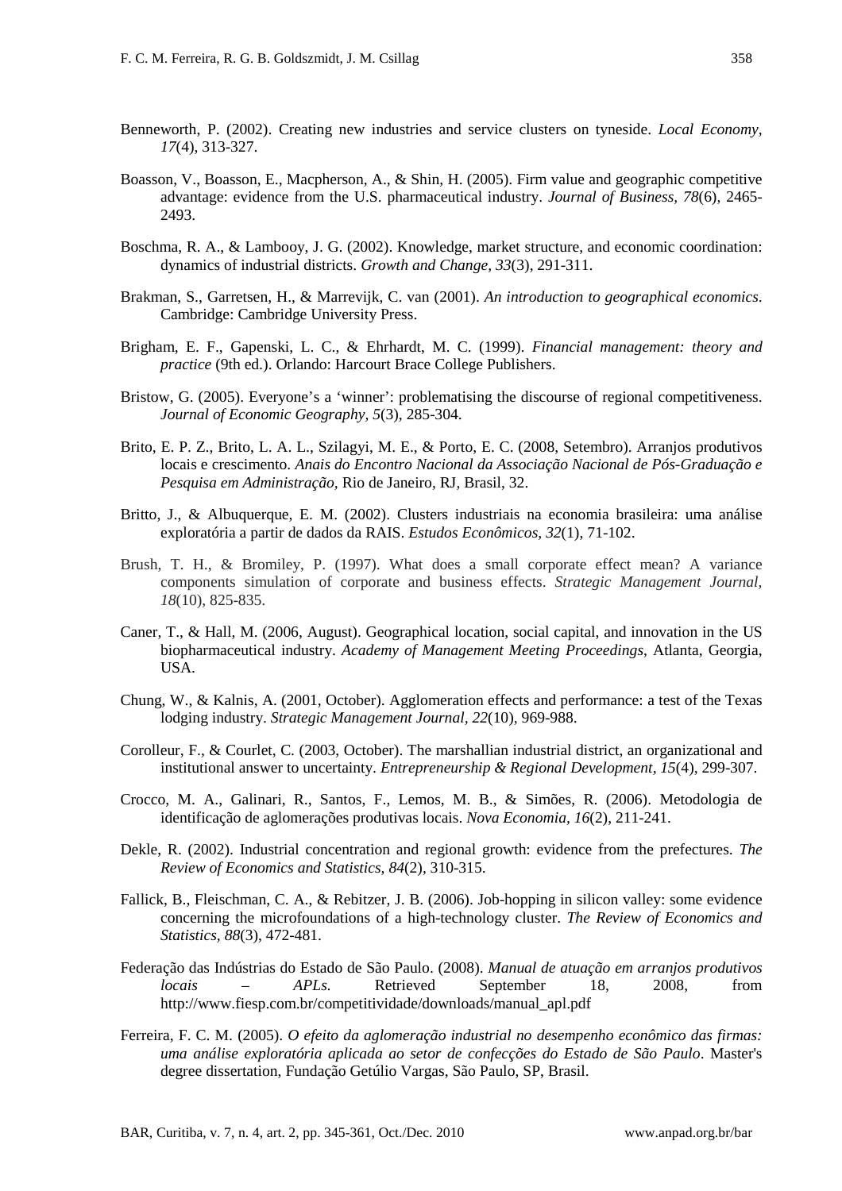Benneworth, P. (2002). Creating new industries and service clusters on tyneside. *Local Economy, 17*(4), 313-327.

Boasson, V., Boasson, E., Macpherson, A., & Shin, H. (2005). Firm value and geographic competitive advantage: evidence from the U.S. pharmaceutical industry. *Journal of Business, 78*(6), 2465-2493.

Boschma, R. A., & Lambooy, J. G. (2002). Knowledge, market structure, and economic coordination: dynamics of industrial districts. *Growth and Change, 33*(3), 291-311.

Brakman, S., Garretsen, H., & Marrevijk, C. van (2001). *An introduction to geographical economics*. Cambridge: Cambridge University Press.

Brigham, E. F., Gapenski, L. C., & Ehrhardt, M. C. (1999). *Financial management: theory and practice* (9th ed.). Orlando: Harcourt Brace College Publishers.

Bristow, G. (2005). Everyone's a 'winner': problematising the discourse of regional competitiveness. *Journal of Economic Geography, 5*(3), 285-304.

Brito, E. P. Z., Brito, L. A. L., Szilagyi, M. E., & Porto, E. C. (2008, Setembro). Arranjos produtivos locais e crescimento. *Anais do Encontro Nacional da Associação Nacional de Pós-Graduação e Pesquisa em Administração*, Rio de Janeiro, RJ, Brasil, 32.

Britto, J., & Albuquerque, E. M. (2002). Clusters industriais na economia brasileira: uma análise exploratória a partir de dados da RAIS. *Estudos Econômicos, 32*(1), 71-102.

Brush, T. H., & Bromiley, P. (1997). What does a small corporate effect mean? A variance components simulation of corporate and business effects. *Strategic Management Journal, 18*(10), 825-835.

Caner, T., & Hall, M. (2006, August). Geographical location, social capital, and innovation in the US biopharmaceutical industry. *Academy of Management Meeting Proceedings*, Atlanta, Georgia, USA.

Chung, W., & Kalnis, A. (2001, October). Agglomeration effects and performance: a test of the Texas lodging industry. *Strategic Management Journal, 22*(10), 969-988.

Corolleur, F., & Courlet, C. (2003, October). The marshallian industrial district, an organizational and institutional answer to uncertainty. *Entrepreneurship & Regional Development, 15*(4), 299-307.

Crocco, M. A., Galinari, R., Santos, F., Lemos, M. B., & Simões, R. (2006). Metodologia de identificação de aglomerações produtivas locais. *Nova Economia, 16*(2), 211-241.

Dekle, R. (2002). Industrial concentration and regional growth: evidence from the prefectures. *The Review of Economics and Statistics, 84*(2), 310-315.

Fallick, B., Fleischman, C. A., & Rebitzer, J. B. (2006). Job-hopping in silicon valley: some evidence concerning the microfoundations of a high-technology cluster. *The Review of Economics and Statistics, 88*(3), 472-481.

Federação das Indústrias do Estado de São Paulo. (2008). *Manual de atuação em arranjos produtivos locais – APLs.* Retrieved September 18, 2008, from http://www.fiesp.com.br/competitividade/downloads/manual_apl.pdf

Ferreira, F. C. M. (2005). *O efeito da aglomeração industrial no desempenho econômico das firmas: uma análise exploratória aplicada ao setor de confecções do Estado de São Paulo*. Master's degree dissertation, Fundação Getúlio Vargas, São Paulo, SP, Brasil.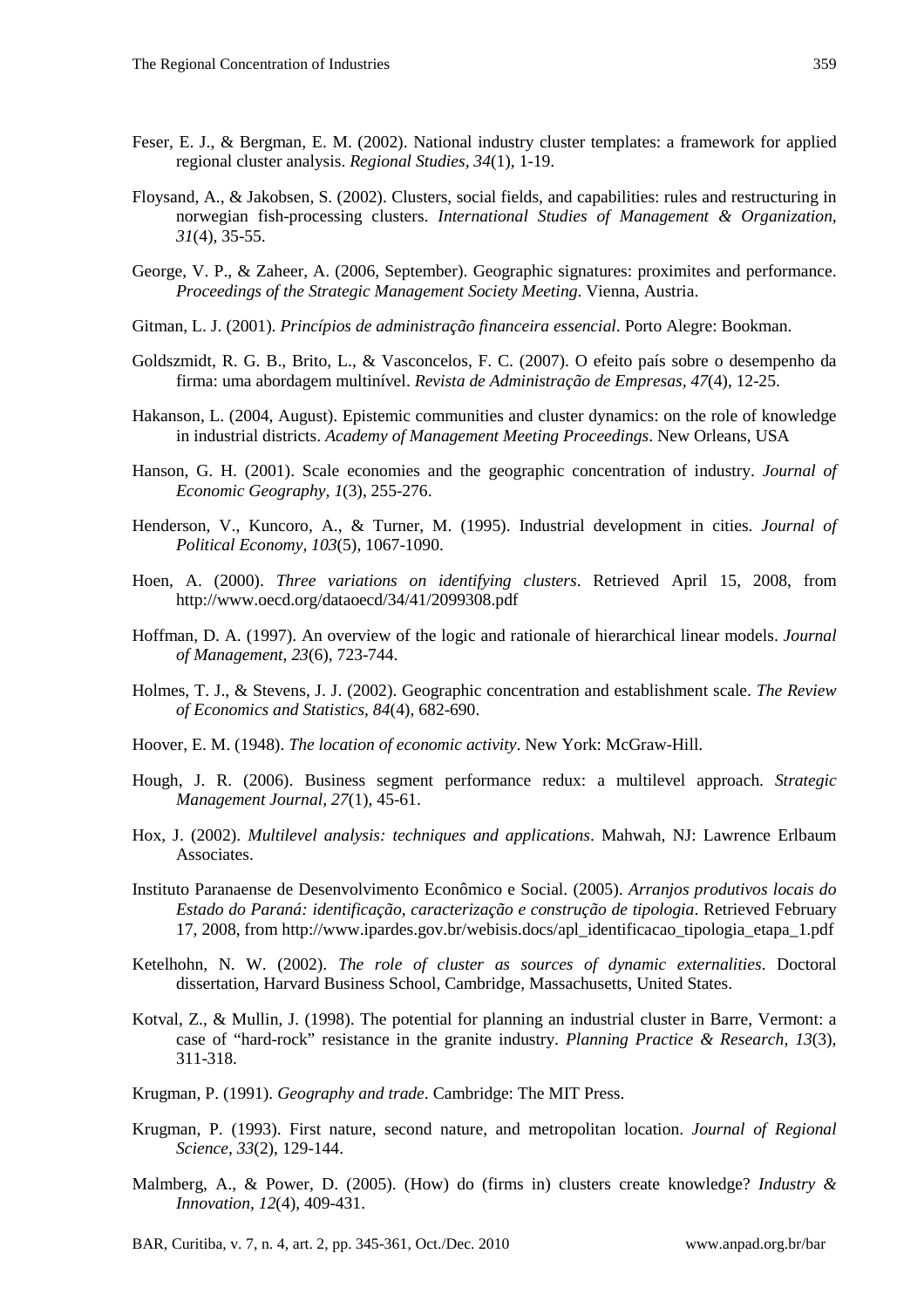Feser, E. J., & Bergman, E. M. (2002). National industry cluster templates: a framework for applied regional cluster analysis. *Regional Studies*, *34*(1), 1-19.

Floysand, A., & Jakobsen, S. (2002). Clusters, social fields, and capabilities: rules and restructuring in norwegian fish-processing clusters. *International Studies of Management & Organization*, *31*(4), 35-55.

George, V. P., & Zaheer, A. (2006, September). Geographic signatures: proximites and performance. *Proceedings of the Strategic Management Society Meeting*. Vienna, Austria.

Gitman, L. J. (2001). *Princípios de administração financeira essencial*. Porto Alegre: Bookman.

Goldszmidt, R. G. B., Brito, L., & Vasconcelos, F. C. (2007). O efeito país sobre o desempenho da firma: uma abordagem multinível. *Revista de Administração de Empresas*, *47*(4), 12-25.

Hakanson, L. (2004, August). Epistemic communities and cluster dynamics: on the role of knowledge in industrial districts. *Academy of Management Meeting Proceedings*. New Orleans, USA

Hanson, G. H. (2001). Scale economies and the geographic concentration of industry. *Journal of Economic Geography*, *1*(3), 255-276.

Henderson, V., Kuncoro, A., & Turner, M. (1995). Industrial development in cities. *Journal of Political Economy*, *103*(5), 1067-1090.

Hoen, A. (2000). *Three variations on identifying clusters*. Retrieved April 15, 2008, from http://www.oecd.org/dataoecd/34/41/2099308.pdf

Hoffman, D. A. (1997). An overview of the logic and rationale of hierarchical linear models. *Journal of Management*, *23*(6), 723-744.

Holmes, T. J., & Stevens, J. J. (2002). Geographic concentration and establishment scale. *The Review of Economics and Statistics*, *84*(4), 682-690.

Hoover, E. M. (1948). *The location of economic activity*. New York: McGraw-Hill.

Hough, J. R. (2006). Business segment performance redux: a multilevel approach. *Strategic Management Journal*, *27*(1), 45-61.

Hox, J. (2002). *Multilevel analysis: techniques and applications*. Mahwah, NJ: Lawrence Erlbaum Associates.

Instituto Paranaense de Desenvolvimento Econômico e Social. (2005). *Arranjos produtivos locais do Estado do Paraná: identificação, caracterização e construção de tipologia*. Retrieved February 17, 2008, from http://www.ipardes.gov.br/webisis.docs/apl_identificacao_tipologia_etapa_1.pdf

Ketelhohn, N. W. (2002). *The role of cluster as sources of dynamic externalities*. Doctoral dissertation, Harvard Business School, Cambridge, Massachusetts, United States.

Kotval, Z., & Mullin, J. (1998). The potential for planning an industrial cluster in Barre, Vermont: a case of "hard-rock" resistance in the granite industry. *Planning Practice & Research*, *13*(3), 311-318.

Krugman, P. (1991). *Geography and trade*. Cambridge: The MIT Press.

Krugman, P. (1993). First nature, second nature, and metropolitan location. *Journal of Regional Science*, *33*(2), 129-144.

Malmberg, A., & Power, D. (2005). (How) do (firms in) clusters create knowledge? *Industry & Innovation*, *12*(4), 409-431.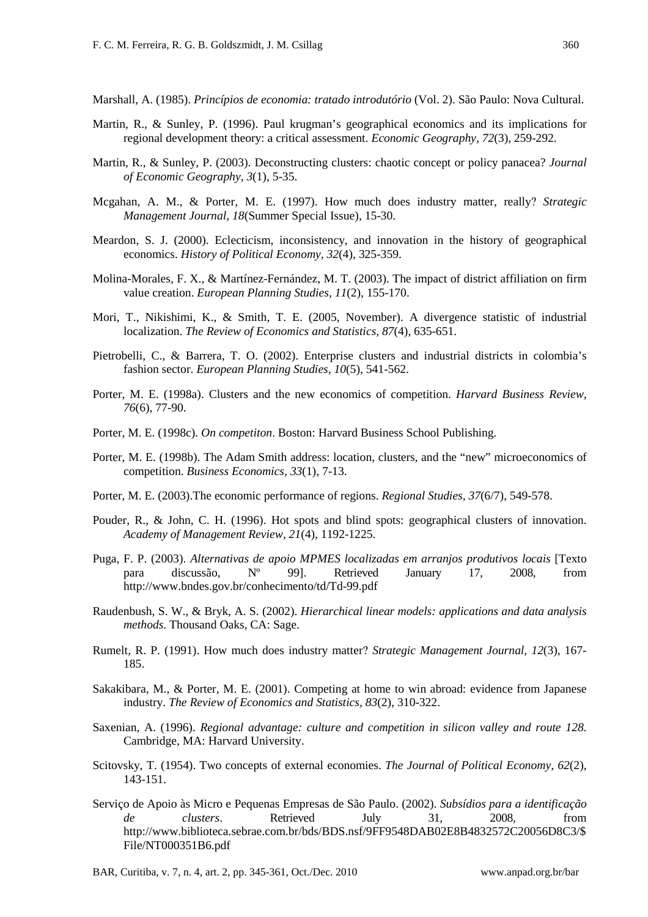Marshall, A. (1985). *Princípios de economia: tratado introdutório* (Vol. 2). São Paulo: Nova Cultural.

Martin, R., & Sunley, P. (1996). Paul krugman's geographical economics and its implications for regional development theory: a critical assessment. *Economic Geography, 72*(3), 259-292.

Martin, R., & Sunley, P. (2003). Deconstructing clusters: chaotic concept or policy panacea? *Journal of Economic Geography, 3*(1), 5-35.

Mcgahan, A. M., & Porter, M. E. (1997). How much does industry matter, really? *Strategic Management Journal, 18*(Summer Special Issue), 15-30.

Meardon, S. J. (2000). Eclecticism, inconsistency, and innovation in the history of geographical economics. *History of Political Economy, 32*(4), 325-359.

Molina-Morales, F. X., & Martínez-Fernández, M. T. (2003). The impact of district affiliation on firm value creation. *European Planning Studies, 11*(2), 155-170.

Mori, T., Nikishimi, K., & Smith, T. E. (2005, November). A divergence statistic of industrial localization. *The Review of Economics and Statistics, 87*(4), 635-651.

Pietrobelli, C., & Barrera, T. O. (2002). Enterprise clusters and industrial districts in colombia's fashion sector. *European Planning Studies, 10*(5), 541-562.

Porter, M. E. (1998a). Clusters and the new economics of competition. *Harvard Business Review, 76*(6), 77-90.

Porter, M. E. (1998c). *On competiton*. Boston: Harvard Business School Publishing.

Porter, M. E. (1998b). The Adam Smith address: location, clusters, and the "new" microeconomics of competition. *Business Economics, 33*(1), 7-13.

Porter, M. E. (2003).The economic performance of regions. *Regional Studies, 37*(6/7), 549-578.

Pouder, R., & John, C. H. (1996). Hot spots and blind spots: geographical clusters of innovation. *Academy of Management Review, 21*(4), 1192-1225.

Puga, F. P. (2003). *Alternativas de apoio MPMES localizadas em arranjos produtivos locais* [Texto para discussão, Nº 99]. Retrieved January 17, 2008, from http://www.bndes.gov.br/conhecimento/td/Td-99.pdf

Raudenbush, S. W., & Bryk, A. S. (2002). *Hierarchical linear models: applications and data analysis methods*. Thousand Oaks, CA: Sage.

Rumelt, R. P. (1991). How much does industry matter? *Strategic Management Journal, 12*(3), 167-185.

Sakakibara, M., & Porter, M. E. (2001). Competing at home to win abroad: evidence from Japanese industry. *The Review of Economics and Statistics, 83*(2), 310-322.

Saxenian, A. (1996). *Regional advantage: culture and competition in silicon valley and route 128.* Cambridge, MA: Harvard University.

Scitovsky, T. (1954). Two concepts of external economies. *The Journal of Political Economy, 62*(2), 143-151.

Serviço de Apoio às Micro e Pequenas Empresas de São Paulo. (2002). *Subsídios para a identificação de clusters*. Retrieved July 31, 2008, from http://www.biblioteca.sebrae.com.br/bds/BDS.nsf/9FF9548DAB02E8B4832572C20056D8C3/$File/NT000351B6.pdf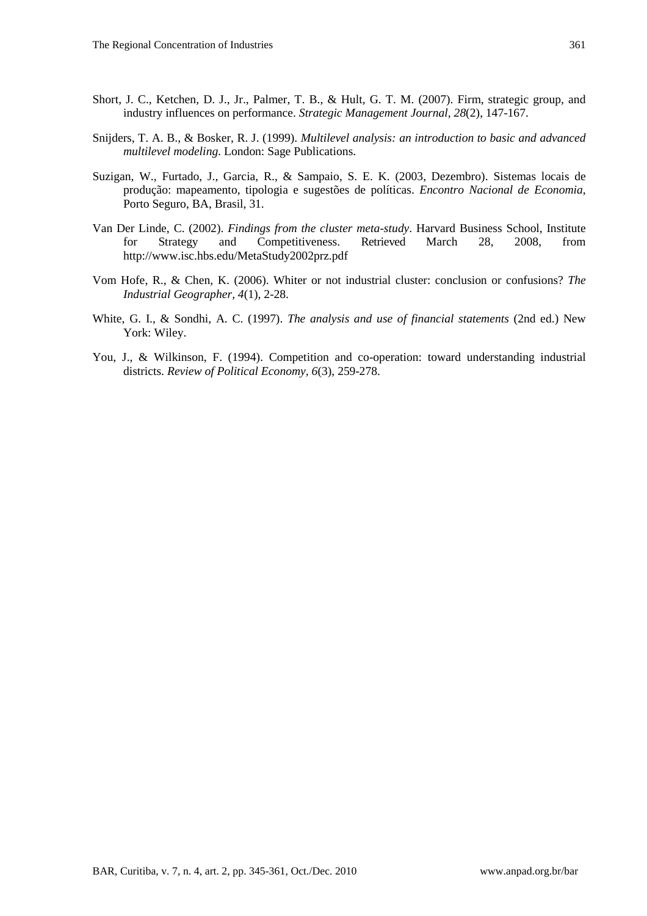Short, J. C., Ketchen, D. J., Jr., Palmer, T. B., & Hult, G. T. M. (2007). Firm, strategic group, and industry influences on performance. *Strategic Management Journal*, *28*(2), 147-167.

Snijders, T. A. B., & Bosker, R. J. (1999). *Multilevel analysis: an introduction to basic and advanced multilevel modeling*. London: Sage Publications.

Suzigan, W., Furtado, J., Garcia, R., & Sampaio, S. E. K. (2003, Dezembro). Sistemas locais de produção: mapeamento, tipologia e sugestões de políticas. *Encontro Nacional de Economia*, Porto Seguro, BA, Brasil, 31.

Van Der Linde, C. (2002). *Findings from the cluster meta-study*. Harvard Business School, Institute for Strategy and Competitiveness. Retrieved March 28, 2008, from http://www.isc.hbs.edu/MetaStudy2002prz.pdf

Vom Hofe, R., & Chen, K. (2006). Whiter or not industrial cluster: conclusion or confusions? *The Industrial Geographer*, *4*(1), 2-28.

White, G. I., & Sondhi, A. C. (1997). *The analysis and use of financial statements* (2nd ed.) New York: Wiley.

You, J., & Wilkinson, F. (1994). Competition and co-operation: toward understanding industrial districts. *Review of Political Economy*, *6*(3), 259-278.